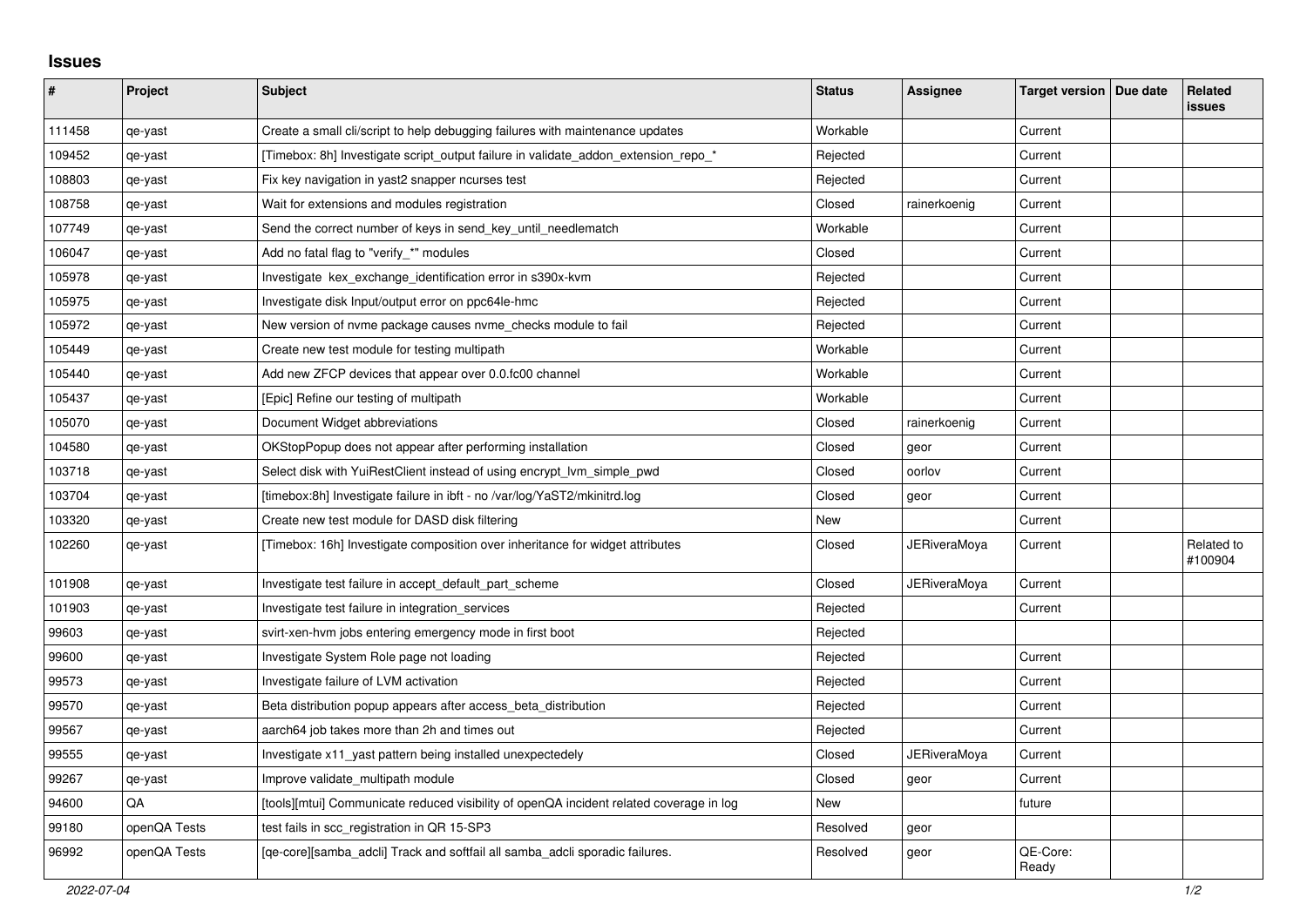## Issues

| # | Project | Subject | Status | Assignee | Target version | Due date | Related issues |
|---|---|---|---|---|---|---|---|
| 111458 | qe-yast | Create a small cli/script to help debugging failures with maintenance updates | Workable | | Current | | |
| 109452 | qe-yast | [Timebox: 8h] Investigate script_output failure in validate_addon_extension_repo_* | Rejected | | Current | | |
| 108803 | qe-yast | Fix key navigation in yast2 snapper ncurses test | Rejected | | Current | | |
| 108758 | qe-yast | Wait for extensions and modules registration | Closed | rainerkoenig | Current | | |
| 107749 | qe-yast | Send the correct number of keys in send_key_until_needlematch | Workable | | Current | | |
| 106047 | qe-yast | Add no fatal flag to "verify_*" modules | Closed | | Current | | |
| 105978 | qe-yast | Investigate kex_exchange_identification error in s390x-kvm | Rejected | | Current | | |
| 105975 | qe-yast | Investigate disk Input/output error on ppc64le-hmc | Rejected | | Current | | |
| 105972 | qe-yast | New version of nvme package causes nvme_checks module to fail | Rejected | | Current | | |
| 105449 | qe-yast | Create new test module for testing multipath | Workable | | Current | | |
| 105440 | qe-yast | Add new ZFCP devices that appear over 0.0.fc00 channel | Workable | | Current | | |
| 105437 | qe-yast | [Epic] Refine our testing of multipath | Workable | | Current | | |
| 105070 | qe-yast | Document Widget abbreviations | Closed | rainerkoenig | Current | | |
| 104580 | qe-yast | OKStopPopup does not appear after performing installation | Closed | geor | Current | | |
| 103718 | qe-yast | Select disk with YuiRestClient instead of using encrypt_lvm_simple_pwd | Closed | oorlov | Current | | |
| 103704 | qe-yast | [timebox:8h] Investigate failure in ibft - no /var/log/YaST2/mkinitrd.log | Closed | geor | Current | | |
| 103320 | qe-yast | Create new test module for DASD disk filtering | New | | Current | | |
| 102260 | qe-yast | [Timebox: 16h] Investigate composition over inheritance for widget attributes | Closed | JERiveraMoya | Current | | Related to #100904 |
| 101908 | qe-yast | Investigate test failure in accept_default_part_scheme | Closed | JERiveraMoya | Current | | |
| 101903 | qe-yast | Investigate test failure in integration_services | Rejected | | Current | | |
| 99603 | qe-yast | svirt-xen-hvm jobs entering emergency mode in first boot | Rejected | | | | |
| 99600 | qe-yast | Investigate System Role page not loading | Rejected | | Current | | |
| 99573 | qe-yast | Investigate failure of LVM activation | Rejected | | Current | | |
| 99570 | qe-yast | Beta distribution popup appears after access_beta_distribution | Rejected | | Current | | |
| 99567 | qe-yast | aarch64 job takes more than 2h and times out | Rejected | | Current | | |
| 99555 | qe-yast | Investigate x11_yast pattern being installed unexpectedely | Closed | JERiveraMoya | Current | | |
| 99267 | qe-yast | Improve validate_multipath module | Closed | geor | Current | | |
| 94600 | QA | [tools][mtui] Communicate reduced visibility of openQA incident related coverage in log | New | | future | | |
| 99180 | openQA Tests | test fails in scc_registration in QR 15-SP3 | Resolved | geor | | | |
| 96992 | openQA Tests | [qe-core][samba_adcli] Track and softfail all samba_adcli sporadic failures. | Resolved | geor | QE-Core: Ready | | |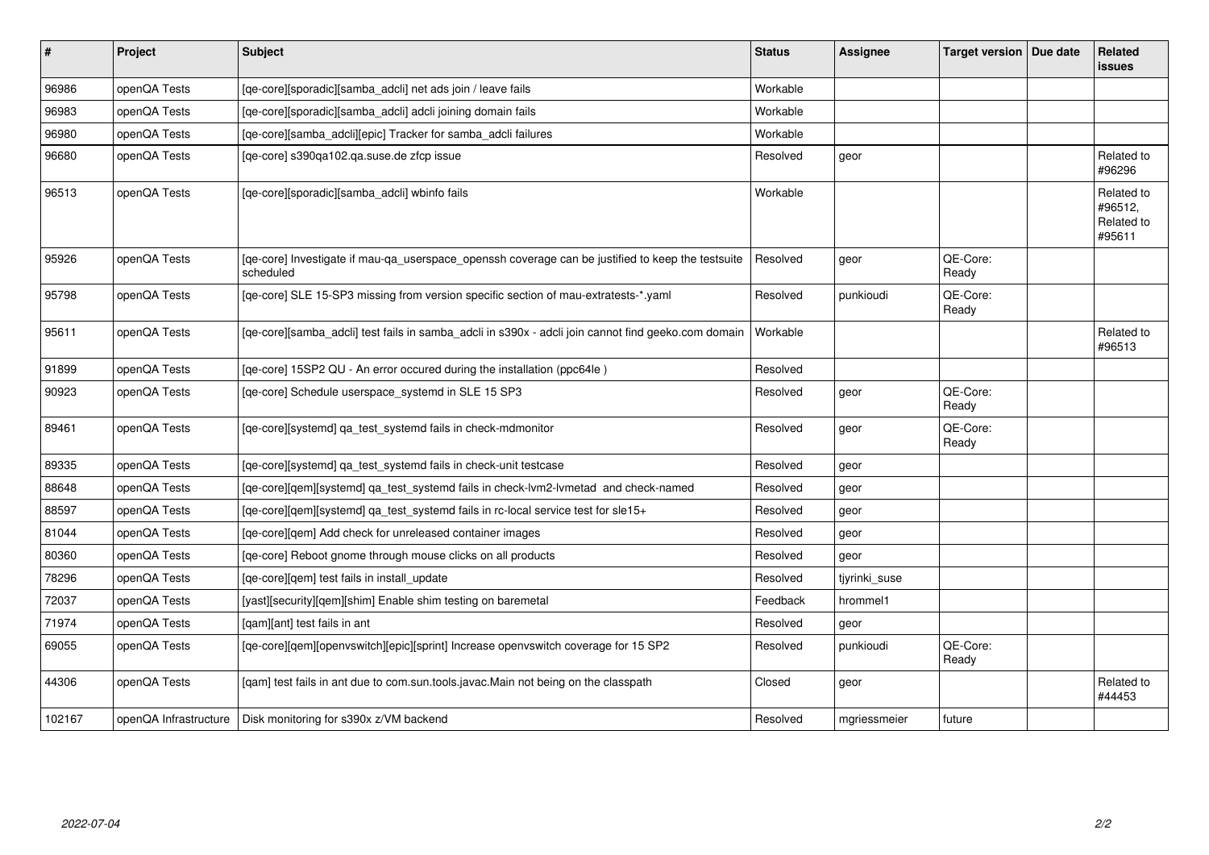| # | Project | Subject | Status | Assignee | Target version | Due date | Related issues |
|---|---|---|---|---|---|---|---|
| 96986 | openQA Tests | [qe-core][sporadic][samba_adcli] net ads join / leave fails | Workable | | | | |
| 96983 | openQA Tests | [qe-core][sporadic][samba_adcli] adcli joining domain fails | Workable | | | | |
| 96980 | openQA Tests | [qe-core][samba_adcli][epic] Tracker for samba_adcli failures | Workable | | | | |
| 96680 | openQA Tests | [qe-core] s390qa102.qa.suse.de zfcp issue | Resolved | geor | | | Related to #96296 |
| 96513 | openQA Tests | [qe-core][sporadic][samba_adcli] wbinfo fails | Workable | | | | Related to #96512, Related to #95611 |
| 95926 | openQA Tests | [qe-core] Investigate if mau-qa_userspace_openssh coverage can be justified to keep the testsuite scheduled | Resolved | geor | QE-Core: Ready | | |
| 95798 | openQA Tests | [qe-core] SLE 15-SP3 missing from version specific section of mau-extratests-*.yaml | Resolved | punkioudi | QE-Core: Ready | | |
| 95611 | openQA Tests | [qe-core][samba_adcli] test fails in samba_adcli in s390x - adcli join cannot find geeko.com domain | Workable | | | | Related to #96513 |
| 91899 | openQA Tests | [qe-core] 15SP2 QU - An error occured during the installation (ppc64le ) | Resolved | | | | |
| 90923 | openQA Tests | [qe-core] Schedule userspace_systemd in SLE 15 SP3 | Resolved | geor | QE-Core: Ready | | |
| 89461 | openQA Tests | [qe-core][systemd] qa_test_systemd fails in check-mdmonitor | Resolved | geor | QE-Core: Ready | | |
| 89335 | openQA Tests | [qe-core][systemd] qa_test_systemd fails in check-unit testcase | Resolved | geor | | | |
| 88648 | openQA Tests | [qe-core][qem][systemd] qa_test_systemd fails in check-lvm2-lvmetad and check-named | Resolved | geor | | | |
| 88597 | openQA Tests | [qe-core][qem][systemd] qa_test_systemd fails in rc-local service test for sle15+ | Resolved | geor | | | |
| 81044 | openQA Tests | [qe-core][qem] Add check for unreleased container images | Resolved | geor | | | |
| 80360 | openQA Tests | [qe-core] Reboot gnome through mouse clicks on all products | Resolved | geor | | | |
| 78296 | openQA Tests | [qe-core][qem] test fails in install_update | Resolved | tjyrinki_suse | | | |
| 72037 | openQA Tests | [yast][security][qem][shim] Enable shim testing on baremetal | Feedback | hrommel1 | | | |
| 71974 | openQA Tests | [qam][ant] test fails in ant | Resolved | geor | | | |
| 69055 | openQA Tests | [qe-core][qem][openvswitch][epic][sprint] Increase openvswitch coverage for 15 SP2 | Resolved | punkioudi | QE-Core: Ready | | |
| 44306 | openQA Tests | [qam] test fails in ant due to com.sun.tools.javac.Main not being on the classpath | Closed | geor | | | Related to #44453 |
| 102167 | openQA Infrastructure | Disk monitoring for s390x z/VM backend | Resolved | mgriessmeier | future | | |

*2022-07-04*